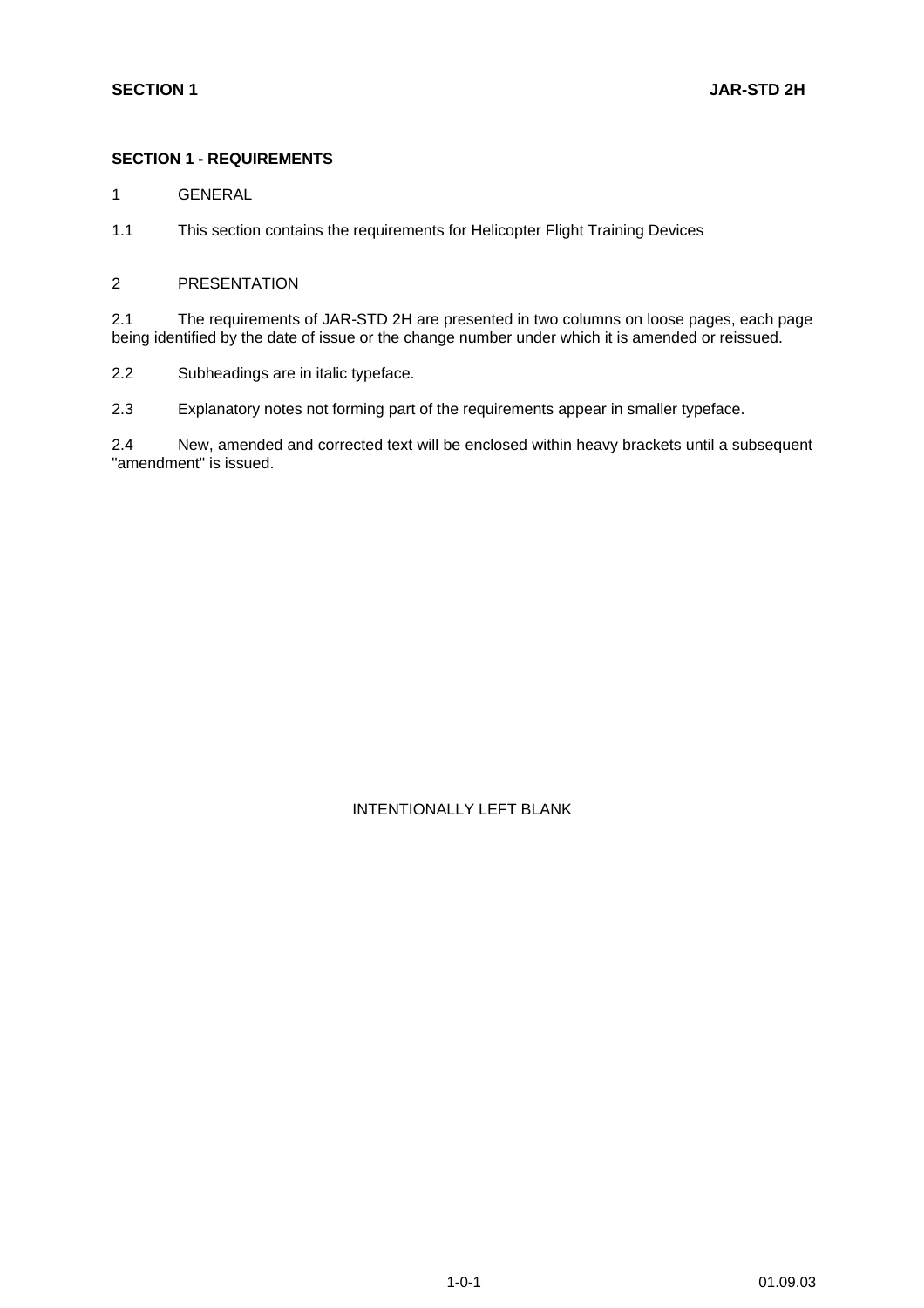# SECTION 1 - REQUIREMENTS

1 GENERAL

1.1 This section contains the requirements for Helicopter Flight Training Devices

2 PRESENTATION

2.1 The requirements of JAR-STD 2H are presented in two columns on loose pages, each page being identified by the date of issue or the change number under which it is amended or reissued.

2.2 Subheadings are in italic typeface.

2.3 Explanatory notes not forming part of the requirements appear in smaller typeface.

2.4 New, amended and corrected text will be enclosed within heavy brackets until a subsequent "amendment" is issued.

INTENTIONALLY LEFT BLANK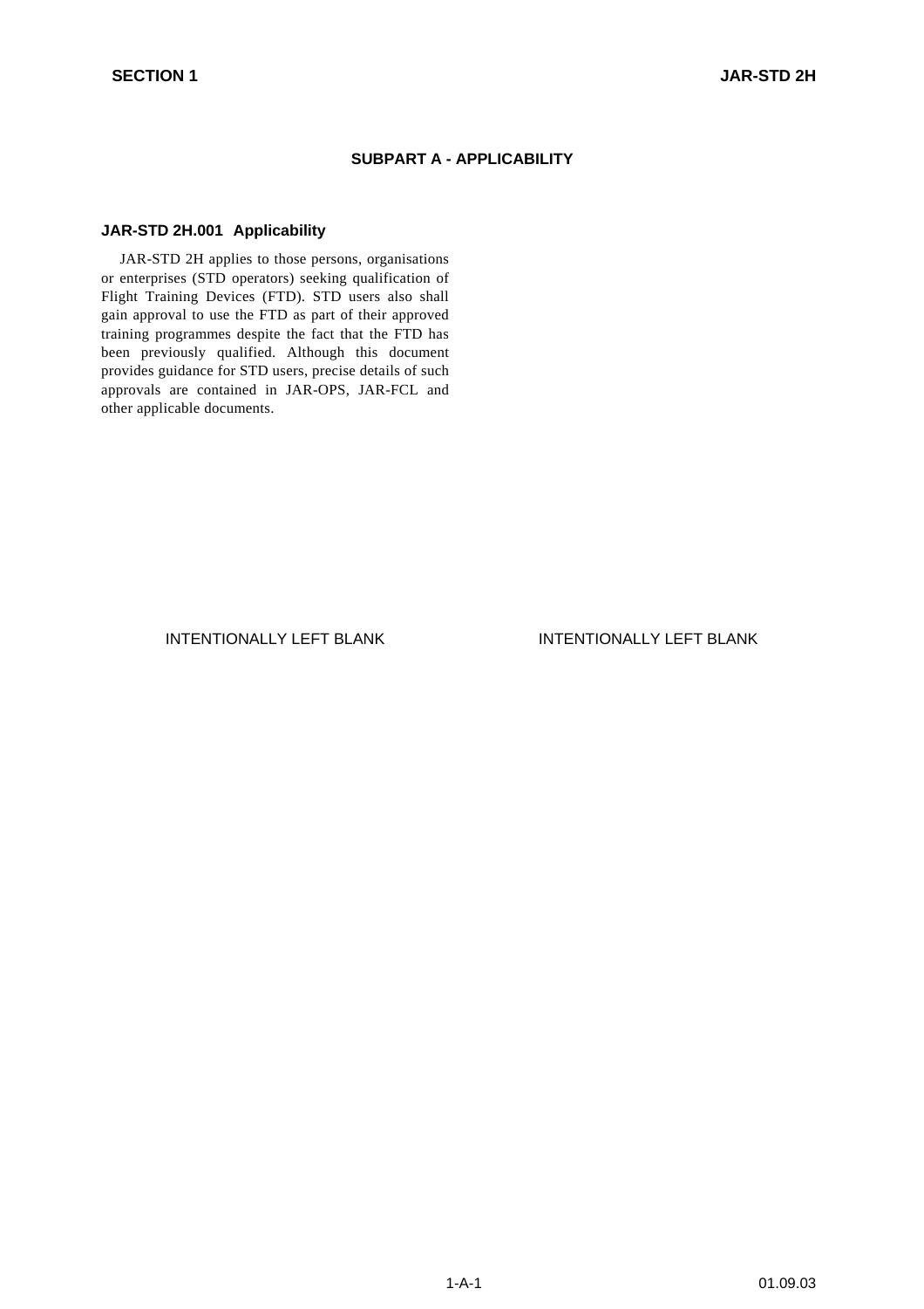## SUBPART A - APPLICABILITY

### JAR-STD 2H.001 Applicability

JAR-STD 2H applies to those persons, organisations or enterprises (STD operators) seeking qualification of Flight Training Devices (FTD). STD users also shall gain approval to use the FTD as part of their approved training programmes despite the fact that the FTD has been previously qualified. Although this document provides guidance for STD users, precise details of such approvals are contained in JAR-OPS, JAR-FCL and other applicable documents.

INTENTIONALLY LEFT BLANK

INTENTIONALLY LEFT BLANK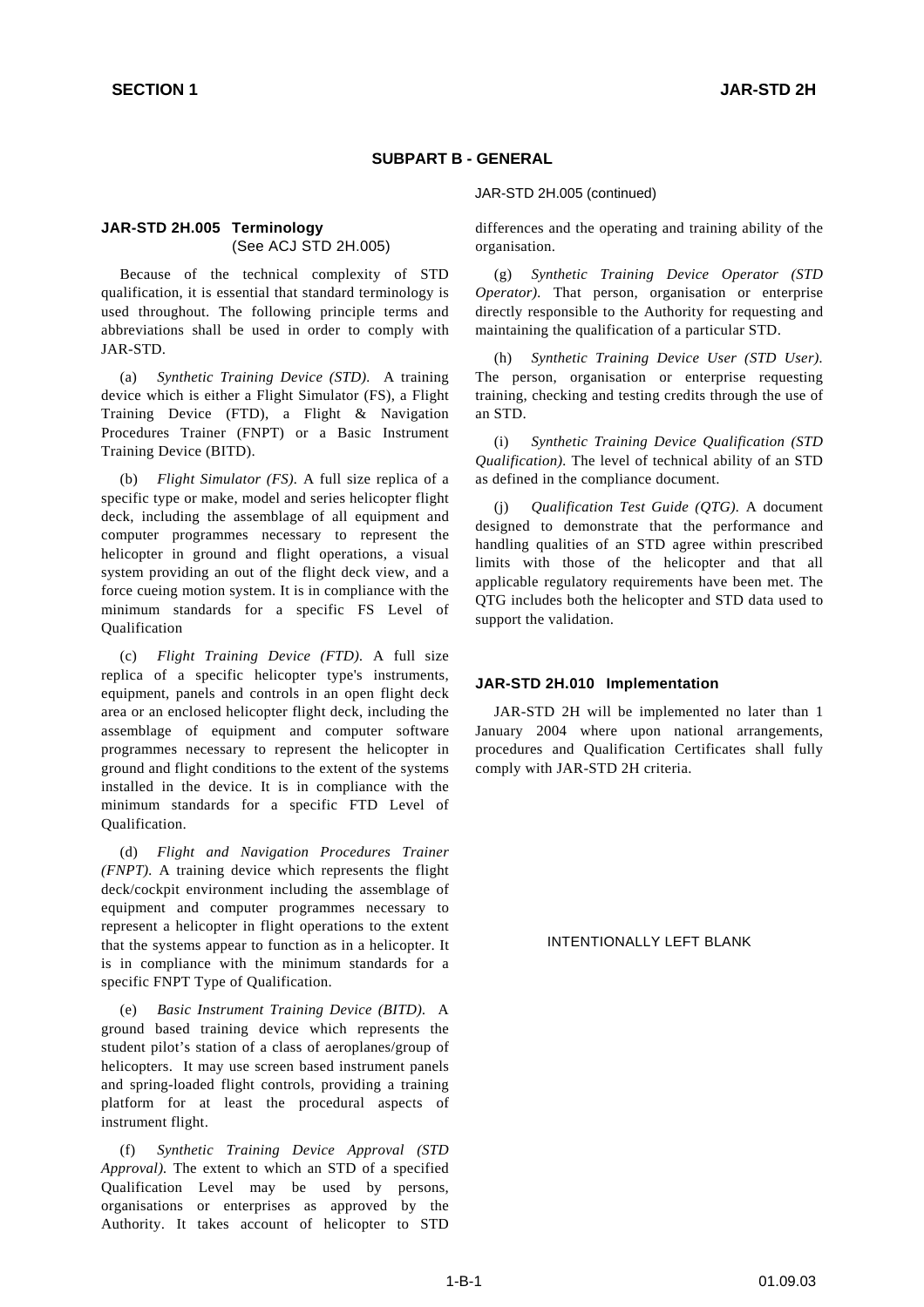## SUBPART B - GENERAL

### JAR-STD 2H.005 Terminology
(See ACJ STD 2H.005)

Because of the technical complexity of STD qualification, it is essential that standard terminology is used throughout. The following principle terms and abbreviations shall be used in order to comply with JAR-STD.

(a) *Synthetic Training Device (STD).* A training device which is either a Flight Simulator (FS), a Flight Training Device (FTD), a Flight & Navigation Procedures Trainer (FNPT) or a Basic Instrument Training Device (BITD).

(b) *Flight Simulator (FS).* A full size replica of a specific type or make, model and series helicopter flight deck, including the assemblage of all equipment and computer programmes necessary to represent the helicopter in ground and flight operations, a visual system providing an out of the flight deck view, and a force cueing motion system. It is in compliance with the minimum standards for a specific FS Level of Qualification

(c) *Flight Training Device (FTD).* A full size replica of a specific helicopter type's instruments, equipment, panels and controls in an open flight deck area or an enclosed helicopter flight deck, including the assemblage of equipment and computer software programmes necessary to represent the helicopter in ground and flight conditions to the extent of the systems installed in the device. It is in compliance with the minimum standards for a specific FTD Level of Qualification.

(d) *Flight and Navigation Procedures Trainer (FNPT).* A training device which represents the flight deck/cockpit environment including the assemblage of equipment and computer programmes necessary to represent a helicopter in flight operations to the extent that the systems appear to function as in a helicopter. It is in compliance with the minimum standards for a specific FNPT Type of Qualification.

(e) *Basic Instrument Training Device (BITD).* A ground based training device which represents the student pilot's station of a class of aeroplanes/group of helicopters. It may use screen based instrument panels and spring-loaded flight controls, providing a training platform for at least the procedural aspects of instrument flight.

(f) *Synthetic Training Device Approval (STD Approval).* The extent to which an STD of a specified Qualification Level may be used by persons, organisations or enterprises as approved by the Authority. It takes account of helicopter to STD differences and the operating and training ability of the organisation.

(g) *Synthetic Training Device Operator (STD Operator).* That person, organisation or enterprise directly responsible to the Authority for requesting and maintaining the qualification of a particular STD.

(h) *Synthetic Training Device User (STD User).* The person, organisation or enterprise requesting training, checking and testing credits through the use of an STD.

(i) *Synthetic Training Device Qualification (STD Qualification).* The level of technical ability of an STD as defined in the compliance document.

(j) *Qualification Test Guide (QTG).* A document designed to demonstrate that the performance and handling qualities of an STD agree within prescribed limits with those of the helicopter and that all applicable regulatory requirements have been met. The QTG includes both the helicopter and STD data used to support the validation.

### JAR-STD 2H.010 Implementation

JAR-STD 2H will be implemented no later than 1 January 2004 where upon national arrangements, procedures and Qualification Certificates shall fully comply with JAR-STD 2H criteria.

INTENTIONALLY LEFT BLANK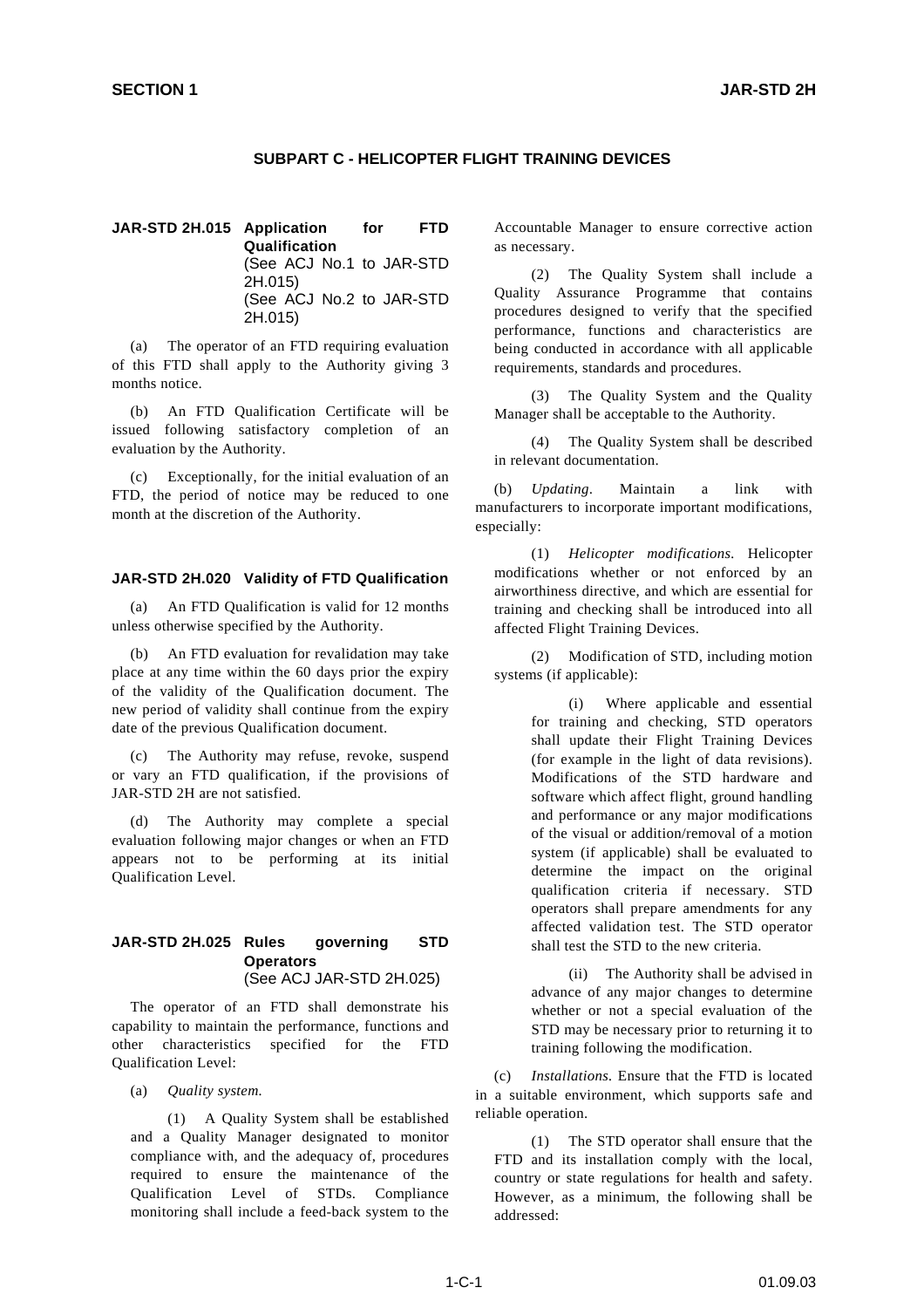## SUBPART C - HELICOPTER FLIGHT TRAINING DEVICES

### JAR-STD 2H.015 Application for FTD Qualification
(See ACJ No.1 to JAR-STD 2H.015)
(See ACJ No.2 to JAR-STD 2H.015)

(a) The operator of an FTD requiring evaluation of this FTD shall apply to the Authority giving 3 months notice.

(b) An FTD Qualification Certificate will be issued following satisfactory completion of an evaluation by the Authority.

(c) Exceptionally, for the initial evaluation of an FTD, the period of notice may be reduced to one month at the discretion of the Authority.

### JAR-STD 2H.020 Validity of FTD Qualification

(a) An FTD Qualification is valid for 12 months unless otherwise specified by the Authority.

(b) An FTD evaluation for revalidation may take place at any time within the 60 days prior the expiry of the validity of the Qualification document. The new period of validity shall continue from the expiry date of the previous Qualification document.

(c) The Authority may refuse, revoke, suspend or vary an FTD qualification, if the provisions of JAR-STD 2H are not satisfied.

(d) The Authority may complete a special evaluation following major changes or when an FTD appears not to be performing at its initial Qualification Level.

### JAR-STD 2H.025 Rules governing STD Operators
(See ACJ JAR-STD 2H.025)

The operator of an FTD shall demonstrate his capability to maintain the performance, functions and other characteristics specified for the FTD Qualification Level:

(a) *Quality system.*

(1) A Quality System shall be established and a Quality Manager designated to monitor compliance with, and the adequacy of, procedures required to ensure the maintenance of the Qualification Level of STDs. Compliance monitoring shall include a feed-back system to the Accountable Manager to ensure corrective action as necessary.

(2) The Quality System shall include a Quality Assurance Programme that contains procedures designed to verify that the specified performance, functions and characteristics are being conducted in accordance with all applicable requirements, standards and procedures.

(3) The Quality System and the Quality Manager shall be acceptable to the Authority.

(4) The Quality System shall be described in relevant documentation.

(b) *Updating*. Maintain a link with manufacturers to incorporate important modifications, especially:

(1) *Helicopter modifications.* Helicopter modifications whether or not enforced by an airworthiness directive, and which are essential for training and checking shall be introduced into all affected Flight Training Devices.

(2) Modification of STD, including motion systems (if applicable):

(i) Where applicable and essential for training and checking, STD operators shall update their Flight Training Devices (for example in the light of data revisions). Modifications of the STD hardware and software which affect flight, ground handling and performance or any major modifications of the visual or addition/removal of a motion system (if applicable) shall be evaluated to determine the impact on the original qualification criteria if necessary. STD operators shall prepare amendments for any affected validation test. The STD operator shall test the STD to the new criteria.

(ii) The Authority shall be advised in advance of any major changes to determine whether or not a special evaluation of the STD may be necessary prior to returning it to training following the modification.

(c) *Installations.* Ensure that the FTD is located in a suitable environment, which supports safe and reliable operation.

(1) The STD operator shall ensure that the FTD and its installation comply with the local, country or state regulations for health and safety. However, as a minimum, the following shall be addressed: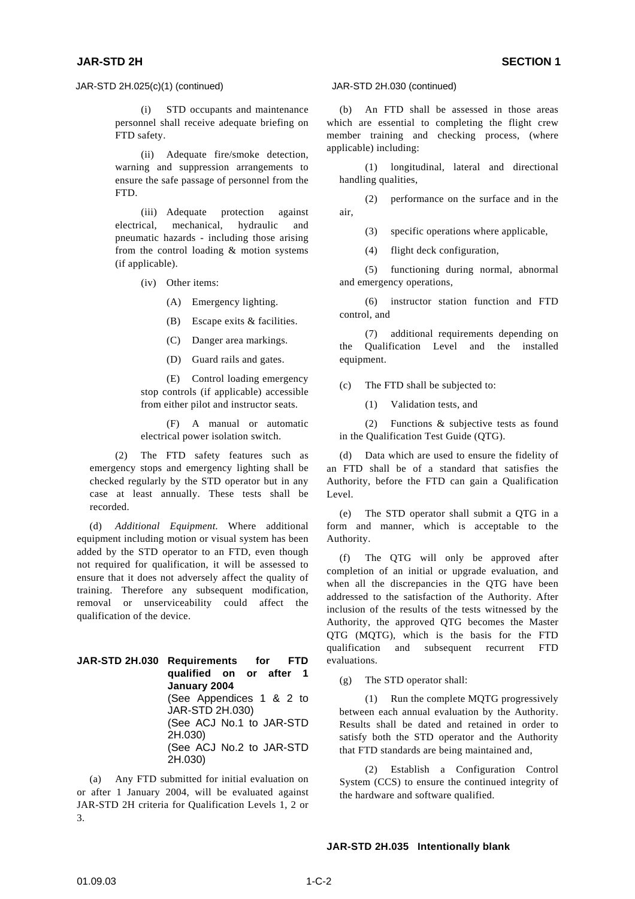JAR-STD 2H.025(c)(1) (continued)

(i) STD occupants and maintenance personnel shall receive adequate briefing on FTD safety.

(ii) Adequate fire/smoke detection, warning and suppression arrangements to ensure the safe passage of personnel from the FTD.

(iii) Adequate protection against electrical, mechanical, hydraulic and pneumatic hazards - including those arising from the control loading & motion systems (if applicable).

(iv) Other items:

(A) Emergency lighting.

(B) Escape exits & facilities.

(C) Danger area markings.

(D) Guard rails and gates.

(E) Control loading emergency stop controls (if applicable) accessible from either pilot and instructor seats.

(F) A manual or automatic electrical power isolation switch.

(2) The FTD safety features such as emergency stops and emergency lighting shall be checked regularly by the STD operator but in any case at least annually. These tests shall be recorded.

(d) *Additional Equipment.* Where additional equipment including motion or visual system has been added by the STD operator to an FTD, even though not required for qualification, it will be assessed to ensure that it does not adversely affect the quality of training. Therefore any subsequent modification, removal or unserviceability could affect the qualification of the device.

## JAR-STD 2H.030 Requirements for FTD qualified on or after 1 January 2004

(See Appendices 1 & 2 to JAR-STD 2H.030)
(See ACJ No.1 to JAR-STD 2H.030)
(See ACJ No.2 to JAR-STD 2H.030)

(a) Any FTD submitted for initial evaluation on or after 1 January 2004, will be evaluated against JAR-STD 2H criteria for Qualification Levels 1, 2 or 3.

JAR-STD 2H.030 (continued)

(b) An FTD shall be assessed in those areas which are essential to completing the flight crew member training and checking process, (where applicable) including:

(1) longitudinal, lateral and directional handling qualities,

(2) performance on the surface and in the air,

(3) specific operations where applicable,

(4) flight deck configuration,

(5) functioning during normal, abnormal and emergency operations,

(6) instructor station function and FTD control, and

(7) additional requirements depending on the Qualification Level and the installed equipment.

(c) The FTD shall be subjected to:

(1) Validation tests, and

(2) Functions & subjective tests as found in the Qualification Test Guide (QTG).

(d) Data which are used to ensure the fidelity of an FTD shall be of a standard that satisfies the Authority, before the FTD can gain a Qualification Level.

(e) The STD operator shall submit a QTG in a form and manner, which is acceptable to the Authority.

(f) The QTG will only be approved after completion of an initial or upgrade evaluation, and when all the discrepancies in the QTG have been addressed to the satisfaction of the Authority. After inclusion of the results of the tests witnessed by the Authority, the approved QTG becomes the Master QTG (MQTG), which is the basis for the FTD qualification and subsequent recurrent FTD evaluations.

(g) The STD operator shall:

(1) Run the complete MQTG progressively between each annual evaluation by the Authority. Results shall be dated and retained in order to satisfy both the STD operator and the Authority that FTD standards are being maintained and,

(2) Establish a Configuration Control System (CCS) to ensure the continued integrity of the hardware and software qualified.

## JAR-STD 2H.035 Intentionally blank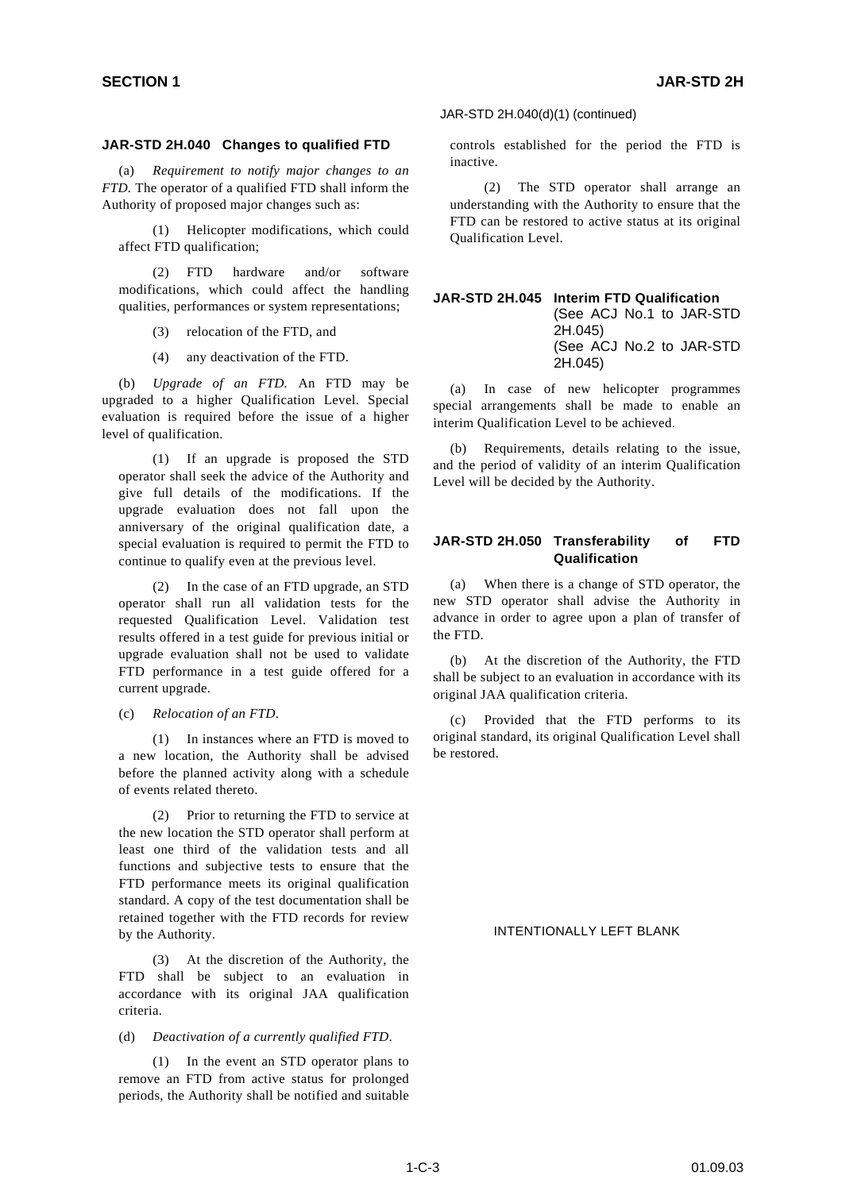## JAR-STD 2H.040 Changes to qualified FTD

(a) *Requirement to notify major changes to an FTD.* The operator of a qualified FTD shall inform the Authority of proposed major changes such as:

(1) Helicopter modifications, which could affect FTD qualification;

(2) FTD hardware and/or software modifications, which could affect the handling qualities, performances or system representations;

(3) relocation of the FTD, and

(4) any deactivation of the FTD.

(b) *Upgrade of an FTD.* An FTD may be upgraded to a higher Qualification Level. Special evaluation is required before the issue of a higher level of qualification.

(1) If an upgrade is proposed the STD operator shall seek the advice of the Authority and give full details of the modifications. If the upgrade evaluation does not fall upon the anniversary of the original qualification date, a special evaluation is required to permit the FTD to continue to qualify even at the previous level.

(2) In the case of an FTD upgrade, an STD operator shall run all validation tests for the requested Qualification Level. Validation test results offered in a test guide for previous initial or upgrade evaluation shall not be used to validate FTD performance in a test guide offered for a current upgrade.

(c) *Relocation of an FTD.*

(1) In instances where an FTD is moved to a new location, the Authority shall be advised before the planned activity along with a schedule of events related thereto.

(2) Prior to returning the FTD to service at the new location the STD operator shall perform at least one third of the validation tests and all functions and subjective tests to ensure that the FTD performance meets its original qualification standard. A copy of the test documentation shall be retained together with the FTD records for review by the Authority.

(3) At the discretion of the Authority, the FTD shall be subject to an evaluation in accordance with its original JAA qualification criteria.

(d) *Deactivation of a currently qualified FTD.*

(1) In the event an STD operator plans to remove an FTD from active status for prolonged periods, the Authority shall be notified and suitable controls established for the period the FTD is inactive.

(2) The STD operator shall arrange an understanding with the Authority to ensure that the FTD can be restored to active status at its original Qualification Level.

## JAR-STD 2H.045 Interim FTD Qualification
(See ACJ No.1 to JAR-STD 2H.045)
(See ACJ No.2 to JAR-STD 2H.045)

(a) In case of new helicopter programmes special arrangements shall be made to enable an interim Qualification Level to be achieved.

(b) Requirements, details relating to the issue, and the period of validity of an interim Qualification Level will be decided by the Authority.

## JAR-STD 2H.050 Transferability of FTD Qualification

(a) When there is a change of STD operator, the new STD operator shall advise the Authority in advance in order to agree upon a plan of transfer of the FTD.

(b) At the discretion of the Authority, the FTD shall be subject to an evaluation in accordance with its original JAA qualification criteria.

(c) Provided that the FTD performs to its original standard, its original Qualification Level shall be restored.

INTENTIONALLY LEFT BLANK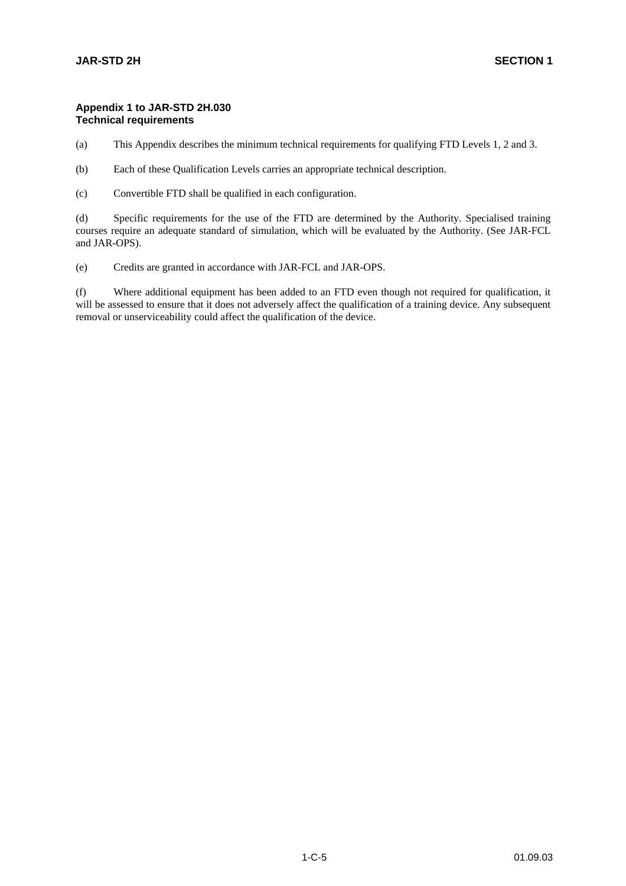## Appendix 1 to JAR-STD 2H.030
## Technical requirements

(a) This Appendix describes the minimum technical requirements for qualifying FTD Levels 1, 2 and 3.

(b) Each of these Qualification Levels carries an appropriate technical description.

(c) Convertible FTD shall be qualified in each configuration.

(d) Specific requirements for the use of the FTD are determined by the Authority. Specialised training courses require an adequate standard of simulation, which will be evaluated by the Authority. (See JAR-FCL and JAR-OPS).

(e) Credits are granted in accordance with JAR-FCL and JAR-OPS.

(f) Where additional equipment has been added to an FTD even though not required for qualification, it will be assessed to ensure that it does not adversely affect the qualification of a training device. Any subsequent removal or unserviceability could affect the qualification of the device.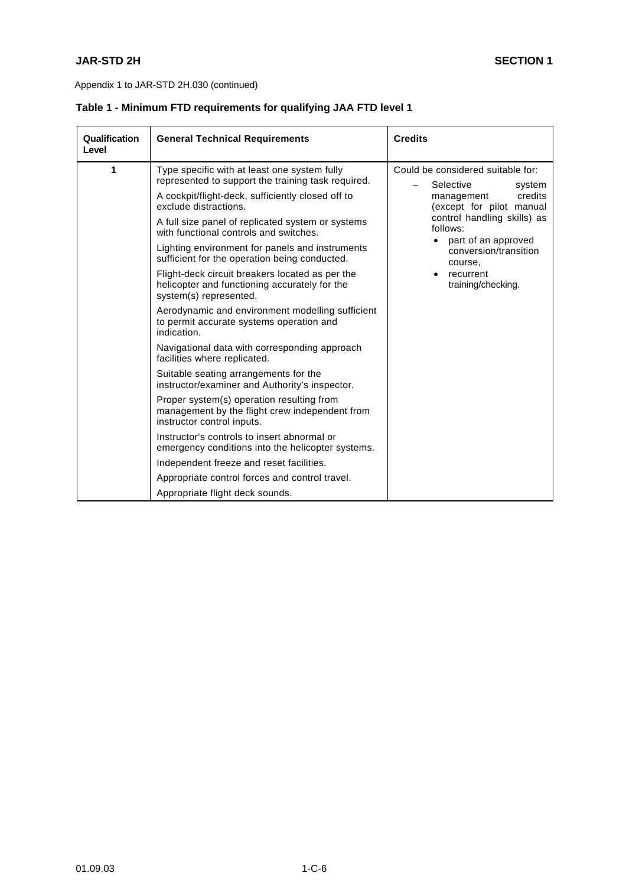Appendix 1 to JAR-STD 2H.030 (continued)

**Table 1 - Minimum FTD requirements for qualifying JAA FTD level 1**

| Qualification Level | General Technical Requirements | Credits |
|---|---|---|
| 1 | Type specific with at least one system fully represented to support the training task required.<br><br>A cockpit/flight-deck, sufficiently closed off to exclude distractions.<br><br>A full size panel of replicated system or systems with functional controls and switches.<br><br>Lighting environment for panels and instruments sufficient for the operation being conducted.<br><br>Flight-deck circuit breakers located as per the helicopter and functioning accurately for the system(s) represented.<br><br>Aerodynamic and environment modelling sufficient to permit accurate systems operation and indication.<br><br>Navigational data with corresponding approach facilities where replicated.<br><br>Suitable seating arrangements for the instructor/examiner and Authority's inspector.<br><br>Proper system(s) operation resulting from management by the flight crew independent from instructor control inputs.<br><br>Instructor's controls to insert abnormal or emergency conditions into the helicopter systems.<br><br>Independent freeze and reset facilities.<br><br>Appropriate control forces and control travel.<br><br>Appropriate flight deck sounds. | Could be considered suitable for:<br>– Selective system management credits (except for pilot manual control handling skills) as follows:<br>• part of an approved conversion/transition course,<br>• recurrent training/checking. |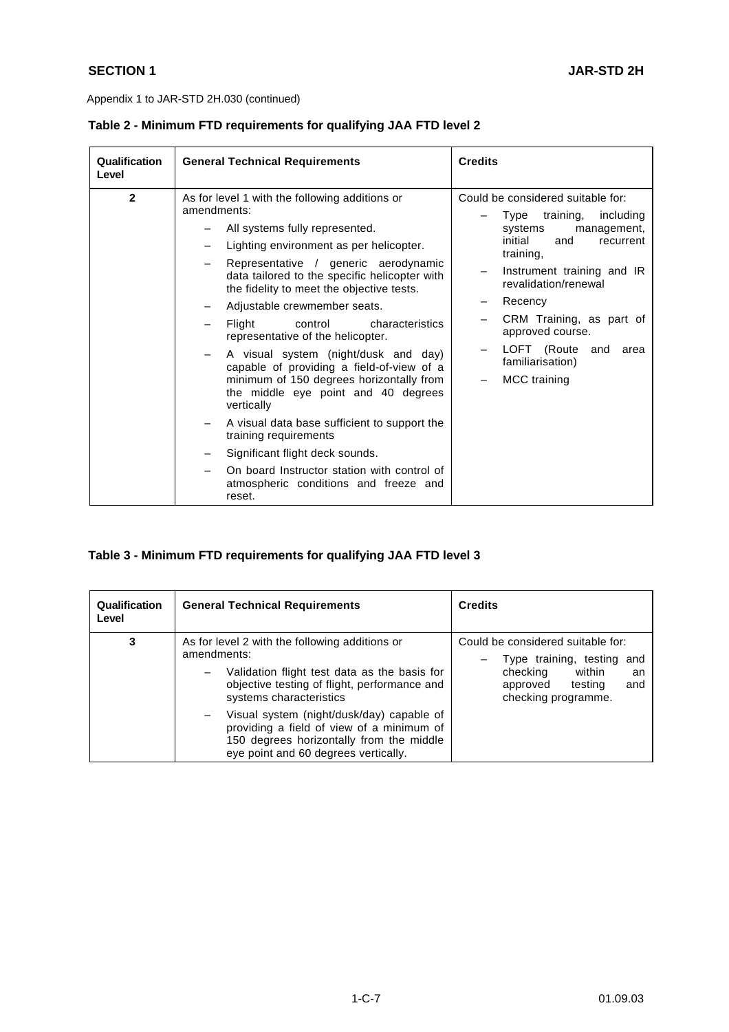Appendix 1 to JAR-STD 2H.030 (continued)

**Table 2 - Minimum FTD requirements for qualifying JAA FTD level 2**

| Qualification Level | General Technical Requirements | Credits |
|---|---|---|
| **2** | As for level 1 with the following additions or amendments:<br>– All systems fully represented.<br>– Lighting environment as per helicopter.<br>– Representative / generic aerodynamic data tailored to the specific helicopter with the fidelity to meet the objective tests.<br>– Adjustable crewmember seats.<br>– Flight control characteristics representative of the helicopter.<br>– A visual system (night/dusk and day) capable of providing a field-of-view of a minimum of 150 degrees horizontally from the middle eye point and 40 degrees vertically<br>– A visual data base sufficient to support the training requirements<br>– Significant flight deck sounds.<br>– On board Instructor station with control of atmospheric conditions and freeze and reset. | Could be considered suitable for:<br>– Type training, including systems management, initial and recurrent training,<br>– Instrument training and IR revalidation/renewal<br>– Recency<br>– CRM Training, as part of approved course.<br>– LOFT (Route and area familiarisation)<br>– MCC training |

**Table 3 - Minimum FTD requirements for qualifying JAA FTD level 3**

| Qualification Level | General Technical Requirements | Credits |
|---|---|---|
| **3** | As for level 2 with the following additions or amendments:<br>– Validation flight test data as the basis for objective testing of flight, performance and systems characteristics<br>– Visual system (night/dusk/day) capable of providing a field of view of a minimum of 150 degrees horizontally from the middle eye point and 60 degrees vertically. | Could be considered suitable for:<br>– Type training, testing and checking within an approved testing and checking programme. |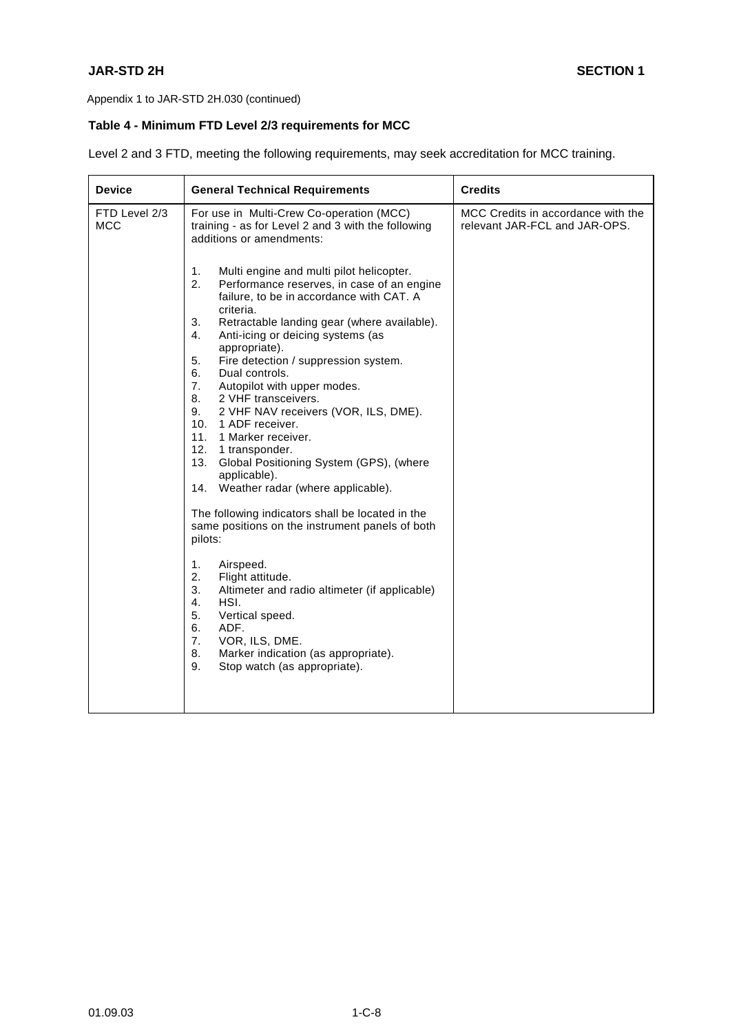Appendix 1 to JAR-STD 2H.030 (continued)

**Table 4 - Minimum FTD Level 2/3 requirements for MCC**

Level 2 and 3 FTD, meeting the following requirements, may seek accreditation for MCC training.

| Device | General Technical Requirements | Credits |
|---|---|---|
| FTD Level 2/3 MCC | For use in Multi-Crew Co-operation (MCC) training - as for Level 2 and 3 with the following additions or amendments:<br><br>1. Multi engine and multi pilot helicopter.<br>2. Performance reserves, in case of an engine failure, to be in accordance with CAT. A criteria.<br>3. Retractable landing gear (where available).<br>4. Anti-icing or deicing systems (as appropriate).<br>5. Fire detection / suppression system.<br>6. Dual controls.<br>7. Autopilot with upper modes.<br>8. 2 VHF transceivers.<br>9. 2 VHF NAV receivers (VOR, ILS, DME).<br>10. 1 ADF receiver.<br>11. 1 Marker receiver.<br>12. 1 transponder.<br>13. Global Positioning System (GPS), (where applicable).<br>14. Weather radar (where applicable).<br><br>The following indicators shall be located in the same positions on the instrument panels of both pilots:<br><br>1. Airspeed.<br>2. Flight attitude.<br>3. Altimeter and radio altimeter (if applicable)<br>4. HSI.<br>5. Vertical speed.<br>6. ADF.<br>7. VOR, ILS, DME.<br>8. Marker indication (as appropriate).<br>9. Stop watch (as appropriate). | MCC Credits in accordance with the relevant JAR-FCL and JAR-OPS. |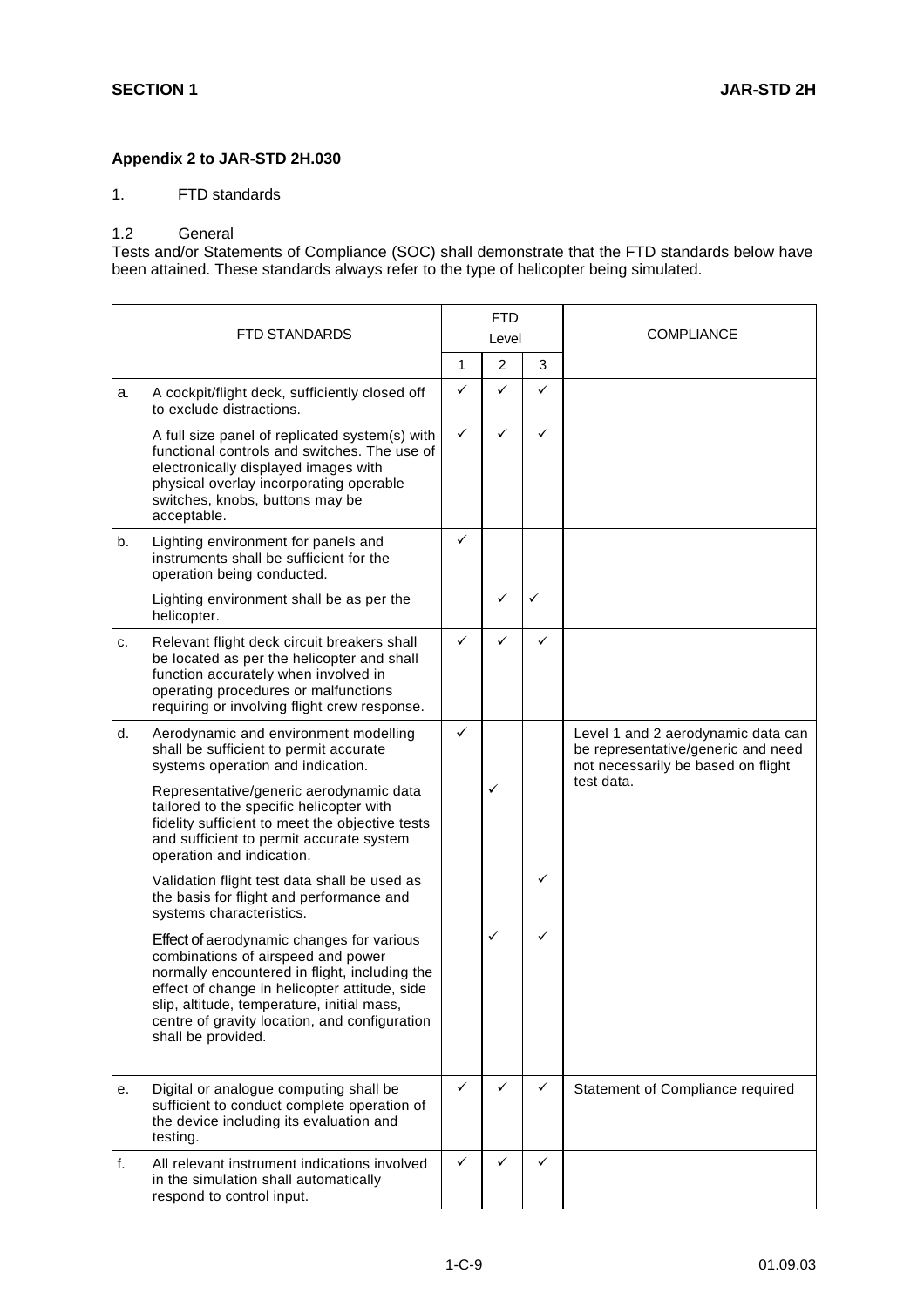## Appendix 2 to JAR-STD 2H.030

1. FTD standards

1.2 General

Tests and/or Statements of Compliance (SOC) shall demonstrate that the FTD standards below have been attained. These standards always refer to the type of helicopter being simulated.

| | FTD STANDARDS | FTD Level | | | COMPLIANCE |
|---|---|---|---|---|---|
| | | 1 | 2 | 3 | |
| a. | A cockpit/flight deck, sufficiently closed off to exclude distractions. | ✓ | ✓ | ✓ | |
| | A full size panel of replicated system(s) with functional controls and switches. The use of electronically displayed images with physical overlay incorporating operable switches, knobs, buttons may be acceptable. | ✓ | ✓ | ✓ | |
| b. | Lighting environment for panels and instruments shall be sufficient for the operation being conducted. | ✓ | | | |
| | Lighting environment shall be as per the helicopter. | | ✓ | ✓ | |
| c. | Relevant flight deck circuit breakers shall be located as per the helicopter and shall function accurately when involved in operating procedures or malfunctions requiring or involving flight crew response. | ✓ | ✓ | ✓ | |
| d. | Aerodynamic and environment modelling shall be sufficient to permit accurate systems operation and indication. | ✓ | | | Level 1 and 2 aerodynamic data can be representative/generic and need not necessarily be based on flight test data. |
| | Representative/generic aerodynamic data tailored to the specific helicopter with fidelity sufficient to meet the objective tests and sufficient to permit accurate system operation and indication. | | ✓ | | |
| | Validation flight test data shall be used as the basis for flight and performance and systems characteristics. | | | ✓ | |
| | Effect of aerodynamic changes for various combinations of airspeed and power normally encountered in flight, including the effect of change in helicopter attitude, side slip, altitude, temperature, initial mass, centre of gravity location, and configuration shall be provided. | | ✓ | ✓ | |
| e. | Digital or analogue computing shall be sufficient to conduct complete operation of the device including its evaluation and testing. | ✓ | ✓ | ✓ | Statement of Compliance required |
| f. | All relevant instrument indications involved in the simulation shall automatically respond to control input. | ✓ | ✓ | ✓ | |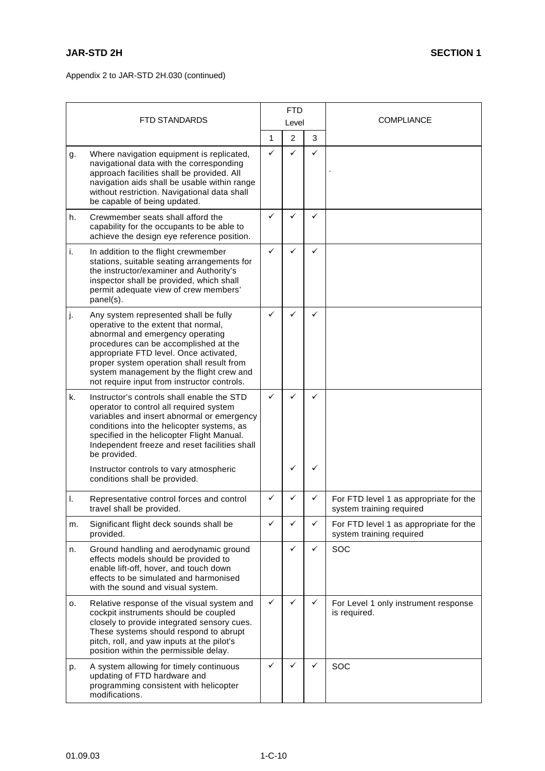Appendix 2 to JAR-STD 2H.030 (continued)

| | FTD STANDARDS | FTD Level | | | COMPLIANCE |
|---|---|---|---|---|---|
| | | 1 | 2 | 3 | |
| g. | Where navigation equipment is replicated, navigational data with the corresponding approach facilities shall be provided. All navigation aids shall be usable within range without restriction. Navigational data shall be capable of being updated. | ✓ | ✓ | ✓ | . |
| h. | Crewmember seats shall afford the capability for the occupants to be able to achieve the design eye reference position. | ✓ | ✓ | ✓ | |
| i. | In addition to the flight crewmember stations, suitable seating arrangements for the instructor/examiner and Authority's inspector shall be provided, which shall permit adequate view of crew members' panel(s). | ✓ | ✓ | ✓ | |
| j. | Any system represented shall be fully operative to the extent that normal, abnormal and emergency operating procedures can be accomplished at the appropriate FTD level. Once activated, proper system operation shall result from system management by the flight crew and not require input from instructor controls. | ✓ | ✓ | ✓ | |
| k. | Instructor's controls shall enable the STD operator to control all required system variables and insert abnormal or emergency conditions into the helicopter systems, as specified in the helicopter Flight Manual. Independent freeze and reset facilities shall be provided. | ✓ | ✓ | ✓ | |
| | Instructor controls to vary atmospheric conditions shall be provided. | | ✓ | ✓ | |
| l. | Representative control forces and control travel shall be provided. | ✓ | ✓ | ✓ | For FTD level 1 as appropriate for the system training required |
| m. | Significant flight deck sounds shall be provided. | ✓ | ✓ | ✓ | For FTD level 1 as appropriate for the system training required |
| n. | Ground handling and aerodynamic ground effects models should be provided to enable lift-off, hover, and touch down effects to be simulated and harmonised with the sound and visual system. | | ✓ | ✓ | SOC |
| o. | Relative response of the visual system and cockpit instruments should be coupled closely to provide integrated sensory cues. These systems should respond to abrupt pitch, roll, and yaw inputs at the pilot's position within the permissible delay. | ✓ | ✓ | ✓ | For Level 1 only instrument response is required. |
| p. | A system allowing for timely continuous updating of FTD hardware and programming consistent with helicopter modifications. | ✓ | ✓ | ✓ | SOC |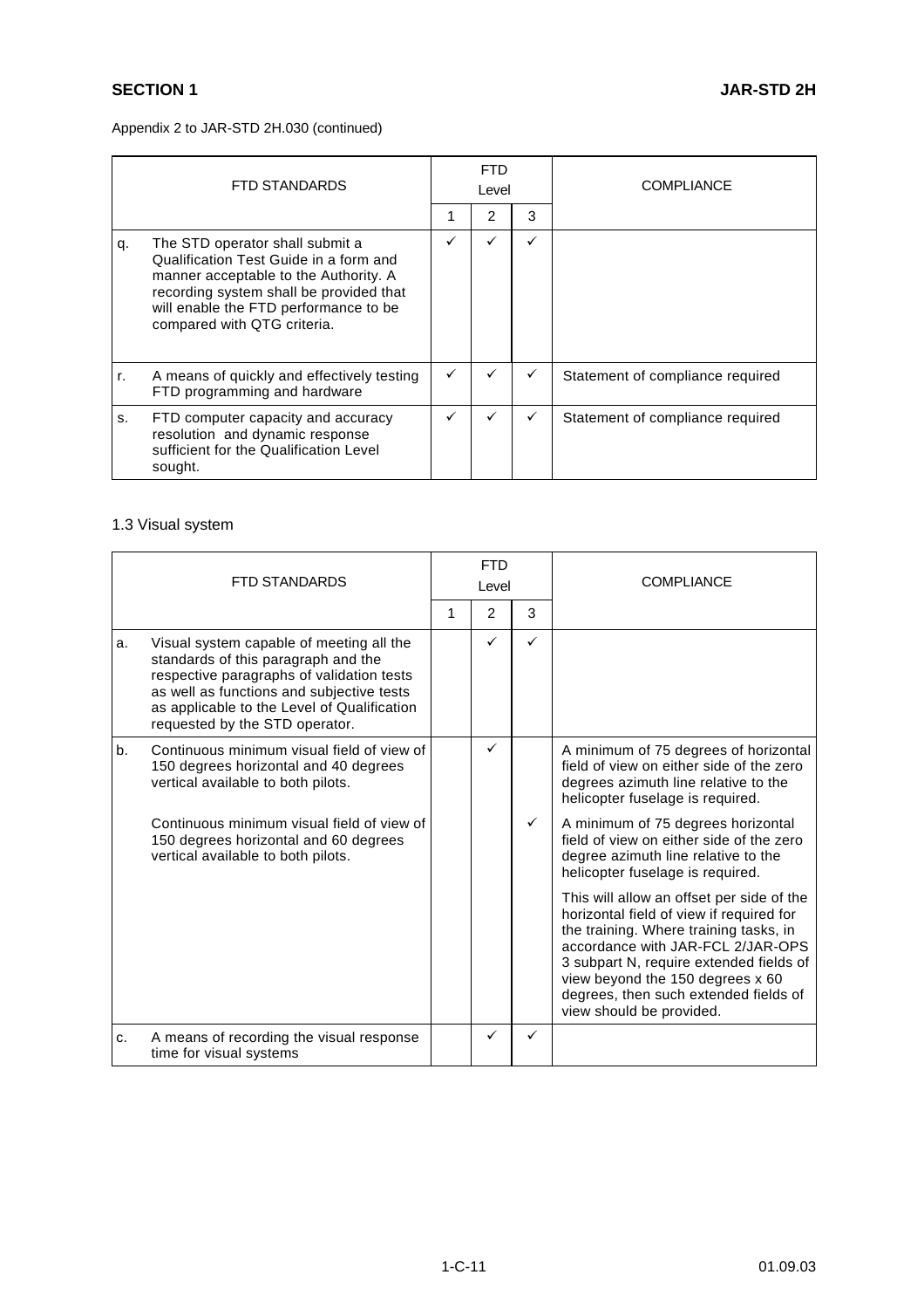Appendix 2 to JAR-STD 2H.030 (continued)

| | FTD STANDARDS | FTD Level | | | COMPLIANCE |
|---|---|---|---|---|---|
| | | 1 | 2 | 3 | |
| q. | The STD operator shall submit a Qualification Test Guide in a form and manner acceptable to the Authority. A recording system shall be provided that will enable the FTD performance to be compared with QTG criteria. | ✓ | ✓ | ✓ | |
| r. | A means of quickly and effectively testing FTD programming and hardware | ✓ | ✓ | ✓ | Statement of compliance required |
| s. | FTD computer capacity and accuracy resolution and dynamic response sufficient for the Qualification Level sought. | ✓ | ✓ | ✓ | Statement of compliance required |

1.3 Visual system

| | FTD STANDARDS | FTD Level | | | COMPLIANCE |
|---|---|---|---|---|---|
| | | 1 | 2 | 3 | |
| a. | Visual system capable of meeting all the standards of this paragraph and the respective paragraphs of validation tests as well as functions and subjective tests as applicable to the Level of Qualification requested by the STD operator. | | ✓ | ✓ | |
| b. | Continuous minimum visual field of view of 150 degrees horizontal and 40 degrees vertical available to both pilots. | | ✓ | | A minimum of 75 degrees of horizontal field of view on either side of the zero degrees azimuth line relative to the helicopter fuselage is required. |
| | Continuous minimum visual field of view of 150 degrees horizontal and 60 degrees vertical available to both pilots. | | | ✓ | A minimum of 75 degrees horizontal field of view on either side of the zero degree azimuth line relative to the helicopter fuselage is required.<br><br>This will allow an offset per side of the horizontal field of view if required for the training. Where training tasks, in accordance with JAR-FCL 2/JAR-OPS 3 subpart N, require extended fields of view beyond the 150 degrees x 60 degrees, then such extended fields of view should be provided. |
| c. | A means of recording the visual response time for visual systems | | ✓ | ✓ | |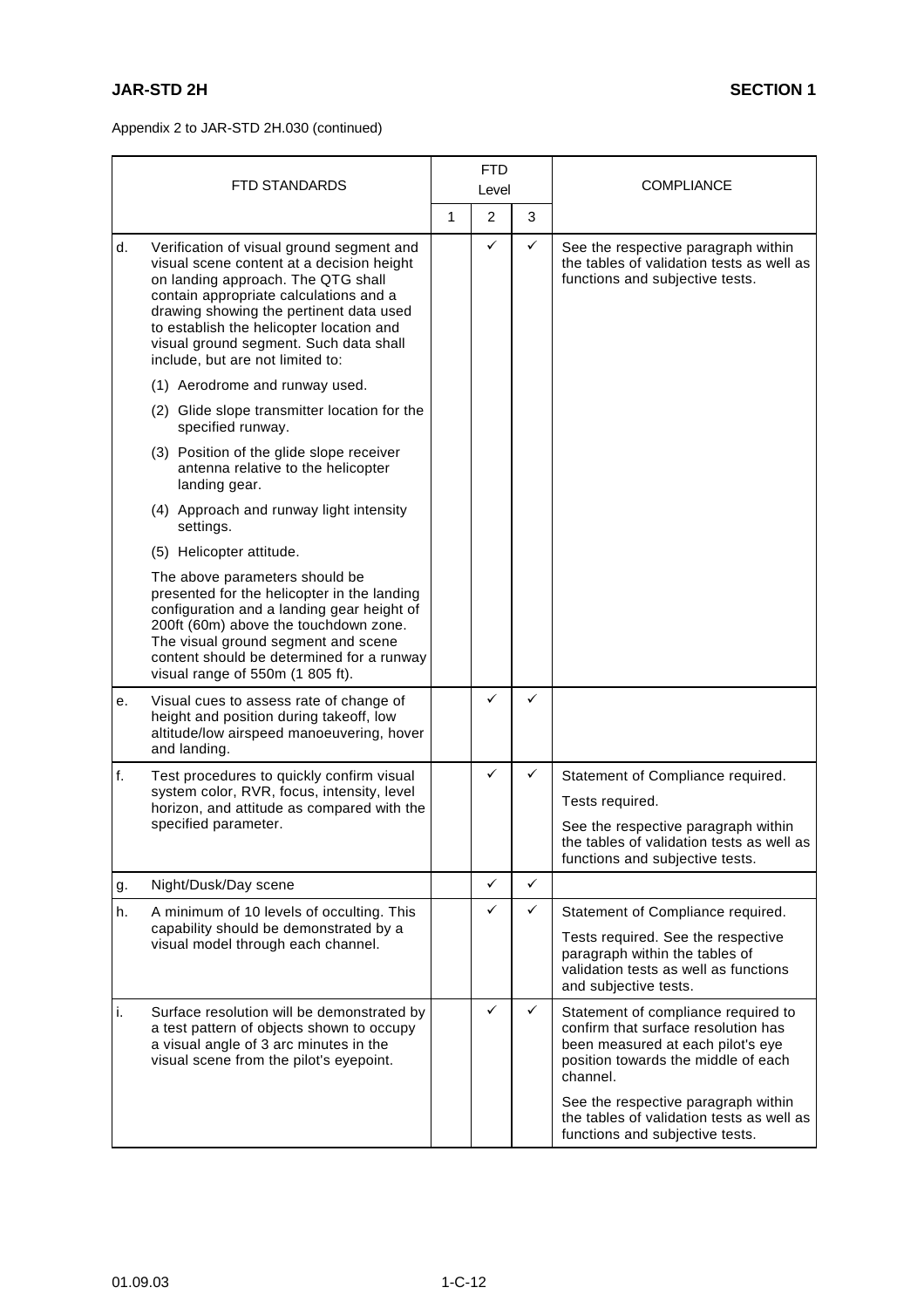Appendix 2 to JAR-STD 2H.030 (continued)

| | FTD STANDARDS | FTD Level | | | COMPLIANCE |
|---|---|---|---|---|---|
| | | 1 | 2 | 3 | |
| d. | Verification of visual ground segment and visual scene content at a decision height on landing approach. The QTG shall contain appropriate calculations and a drawing showing the pertinent data used to establish the helicopter location and visual ground segment. Such data shall include, but are not limited to:<br>(1) Aerodrome and runway used.<br>(2) Glide slope transmitter location for the specified runway.<br>(3) Position of the glide slope receiver antenna relative to the helicopter landing gear.<br>(4) Approach and runway light intensity settings.<br>(5) Helicopter attitude.<br>The above parameters should be presented for the helicopter in the landing configuration and a landing gear height of 200ft (60m) above the touchdown zone. The visual ground segment and scene content should be determined for a runway visual range of 550m (1 805 ft). | | ✓ | ✓ | See the respective paragraph within the tables of validation tests as well as functions and subjective tests. |
| e. | Visual cues to assess rate of change of height and position during takeoff, low altitude/low airspeed manoeuvering, hover and landing. | | ✓ | ✓ | |
| f. | Test procedures to quickly confirm visual system color, RVR, focus, intensity, level horizon, and attitude as compared with the specified parameter. | | ✓ | ✓ | Statement of Compliance required.<br>Tests required.<br>See the respective paragraph within the tables of validation tests as well as functions and subjective tests. |
| g. | Night/Dusk/Day scene | | ✓ | ✓ | |
| h. | A minimum of 10 levels of occulting. This capability should be demonstrated by a visual model through each channel. | | ✓ | ✓ | Statement of Compliance required.<br>Tests required. See the respective paragraph within the tables of validation tests as well as functions and subjective tests. |
| i. | Surface resolution will be demonstrated by a test pattern of objects shown to occupy a visual angle of 3 arc minutes in the visual scene from the pilot's eyepoint. | | ✓ | ✓ | Statement of compliance required to confirm that surface resolution has been measured at each pilot's eye position towards the middle of each channel.<br>See the respective paragraph within the tables of validation tests as well as functions and subjective tests. |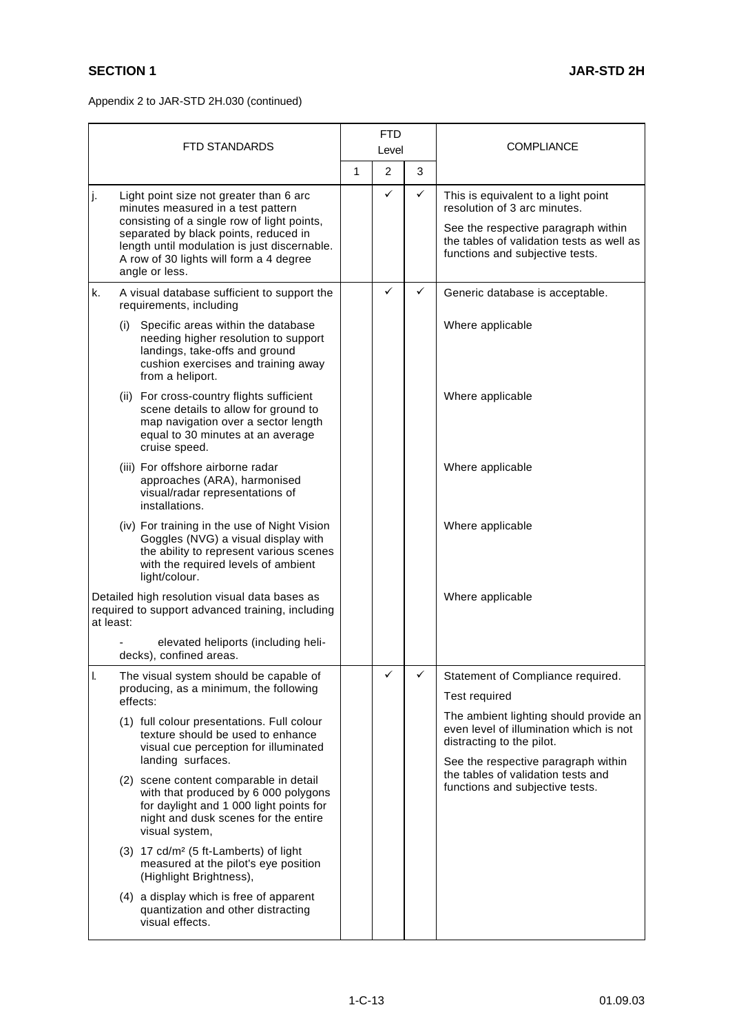Appendix 2 to JAR-STD 2H.030 (continued)

| FTD STANDARDS | FTD Level | | | COMPLIANCE |
|---|---|---|---|---|
| | 1 | 2 | 3 | |
| j. Light point size not greater than 6 arc minutes measured in a test pattern consisting of a single row of light points, separated by black points, reduced in length until modulation is just discernable. A row of 30 lights will form a 4 degree angle or less. | | ✓ | ✓ | This is equivalent to a light point resolution of 3 arc minutes.<br><br>See the respective paragraph within the tables of validation tests as well as functions and subjective tests. |
| k. A visual database sufficient to support the requirements, including | | ✓ | ✓ | Generic database is acceptable. |
| (i) Specific areas within the database needing higher resolution to support landings, take-offs and ground cushion exercises and training away from a heliport. | | | | Where applicable |
| (ii) For cross-country flights sufficient scene details to allow for ground to map navigation over a sector length equal to 30 minutes at an average cruise speed. | | | | Where applicable |
| (iii) For offshore airborne radar approaches (ARA), harmonised visual/radar representations of installations. | | | | Where applicable |
| (iv) For training in the use of Night Vision Goggles (NVG) a visual display with the ability to represent various scenes with the required levels of ambient light/colour. | | | | Where applicable |
| Detailed high resolution visual data bases as required to support advanced training, including at least:<br>- elevated heliports (including heli-decks), confined areas. | | | | Where applicable |
| l. The visual system should be capable of producing, as a minimum, the following effects:<br>(1) full colour presentations. Full colour texture should be used to enhance visual cue perception for illuminated landing surfaces.<br>(2) scene content comparable in detail with that produced by 6 000 polygons for daylight and 1 000 light points for night and dusk scenes for the entire visual system,<br>(3) 17 cd/m² (5 ft-Lamberts) of light measured at the pilot's eye position (Highlight Brightness),<br>(4) a display which is free of apparent quantization and other distracting visual effects. | | ✓ | ✓ | Statement of Compliance required.<br><br>Test required<br><br>The ambient lighting should provide an even level of illumination which is not distracting to the pilot.<br><br>See the respective paragraph within the tables of validation tests and functions and subjective tests. |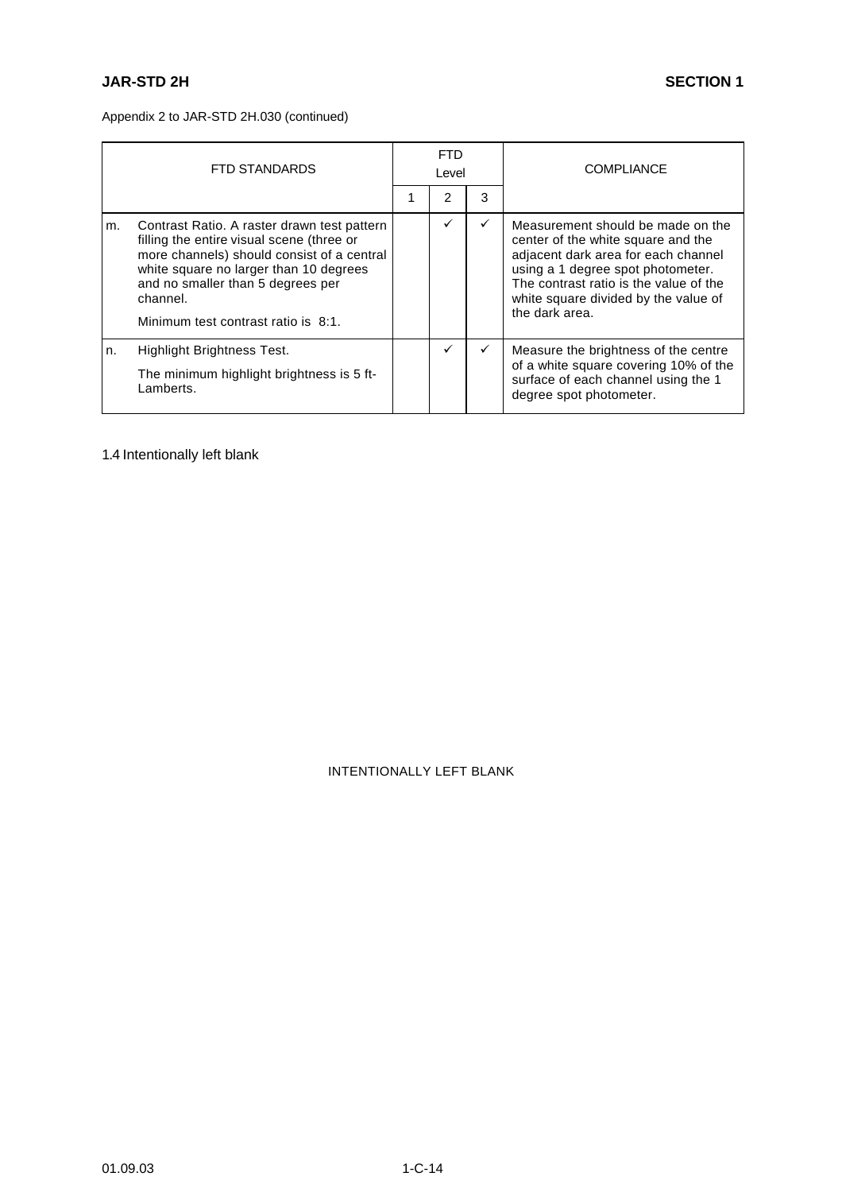Appendix 2 to JAR-STD 2H.030 (continued)

| FTD STANDARDS | | FTD Level | | | COMPLIANCE |
|---|---|---|---|---|---|
| | | 1 | 2 | 3 | |
| m. | Contrast Ratio. A raster drawn test pattern filling the entire visual scene (three or more channels) should consist of a central white square no larger than 10 degrees and no smaller than 5 degrees per channel.<br><br>Minimum test contrast ratio is 8:1. | | ✓ | ✓ | Measurement should be made on the center of the white square and the adjacent dark area for each channel using a 1 degree spot photometer. The contrast ratio is the value of the white square divided by the value of the dark area. |
| n. | Highlight Brightness Test.<br><br>The minimum highlight brightness is 5 ft-Lamberts. | | ✓ | ✓ | Measure the brightness of the centre of a white square covering 10% of the surface of each channel using the 1 degree spot photometer. |

1.4 Intentionally left blank

INTENTIONALLY LEFT BLANK